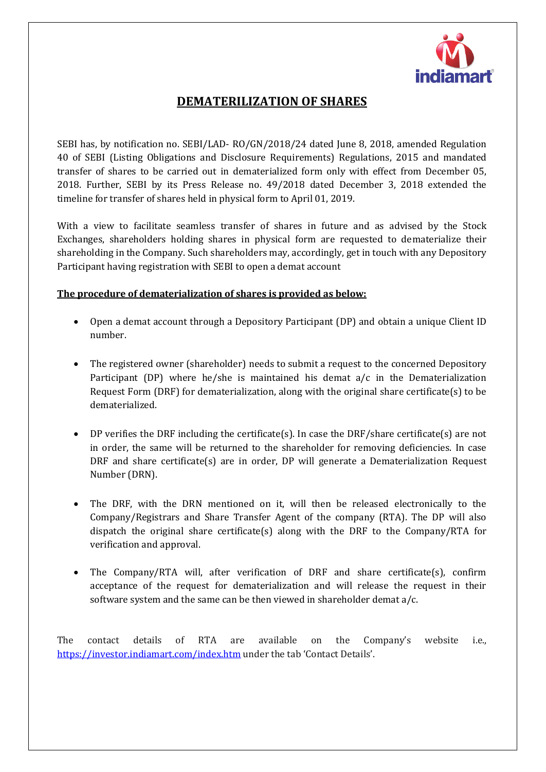# DEMATERILIZATION OF SHARES

SEBI has, by notification no. SEBI/LAD- RO/GN/2018/24 dated June 8, 2018, amended Regulation 40 of SEBI (Listing Obligations and Disclosure Requirements) Regulations, 2015 and mandated transfer of shares to be carried out in dematerialized form only with effect from December 05, 2018. Further, SEBI by its Press Release no. 49/2018 dated December 3, 2018 extended the timeline for transfer of shares held in physical form to April 01, 2019.

With a view to facilitate seamless transfer of shares in future and as advised by the Stock Exchanges, shareholders holding shares in physical form are requested to dematerialize their shareholding in the Company. Such shareholders may, accordingly, get in touch with any Depository Participant having registration with SEBI to open a demat account

**The procedure of dematerialization of shares is provided as below:**

- Open a demat account through a Depository Participant (DP) and obtain a unique Client ID number.
- The registered owner (shareholder) needs to submit a request to the concerned Depository Participant (DP) where he/she is maintained his demat a/c in the Dematerialization Request Form (DRF) for dematerialization, along with the original share certificate(s) to be dematerialized.
- DP verifies the DRF including the certificate(s). In case the DRF/share certificate(s) are not in order, the same will be returned to the shareholder for removing deficiencies. In case DRF and share certificate(s) are in order, DP will generate a Dematerialization Request Number (DRN).
- The DRF, with the DRN mentioned on it, will then be released electronically to the Company/Registrars and Share Transfer Agent of the company (RTA). The DP will also dispatch the original share certificate(s) along with the DRF to the Company/RTA for verification and approval.
- The Company/RTA will, after verification of DRF and share certificate(s), confirm acceptance of the request for dematerialization and will release the request in their software system and the same can be then viewed in shareholder demat a/c.

The contact details of RTA are available on the Company's website i.e., https://investor.indiamart.com/index.htm under the tab 'Contact Details'.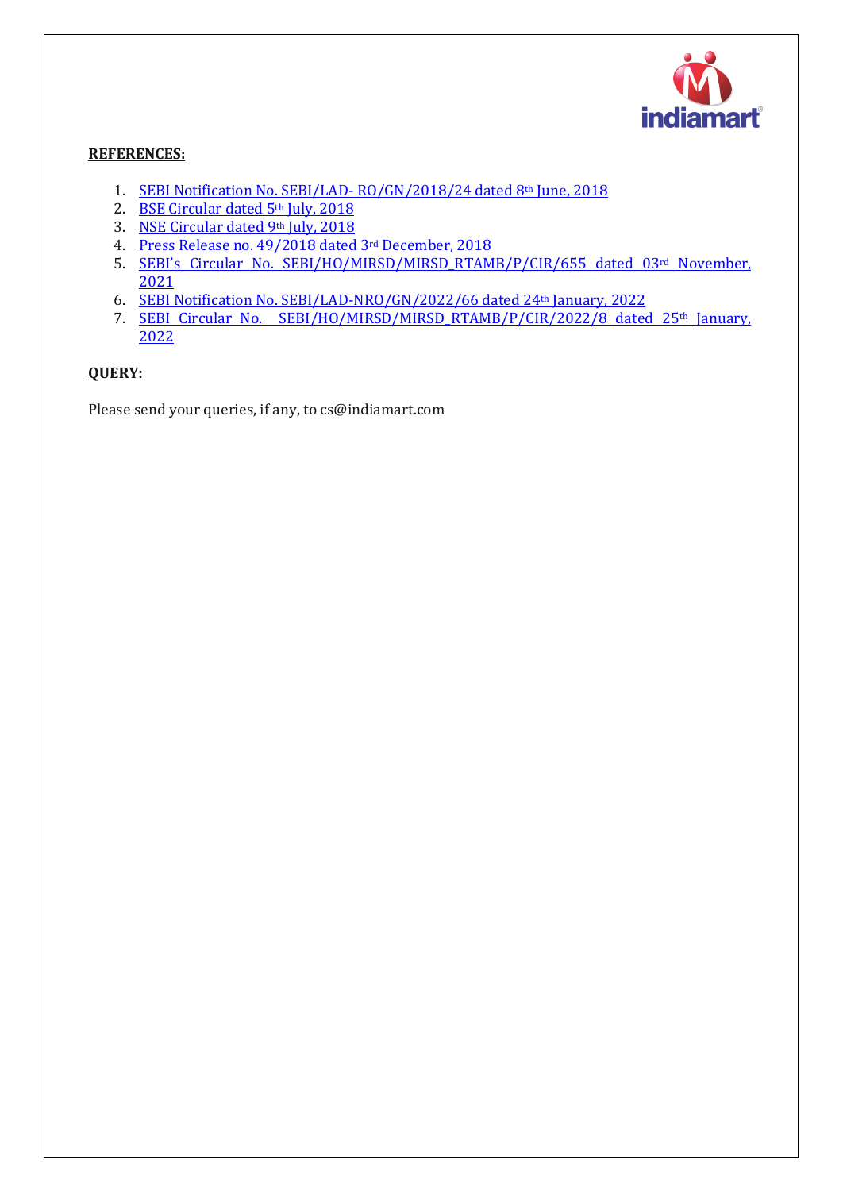**REFERENCES:**

1. SEBI Notification No. SEBI/LAD- RO/GN/2018/24 dated 8th June, 2018
2. BSE Circular dated 5th July, 2018
3. NSE Circular dated 9th July, 2018
4. Press Release no. 49/2018 dated 3rd December, 2018
5. SEBI's Circular No. SEBI/HO/MIRSD/MIRSD_RTAMB/P/CIR/655 dated 03rd November, 2021
6. SEBI Notification No. SEBI/LAD-NRO/GN/2022/66 dated 24th January, 2022
7. SEBI Circular No. SEBI/HO/MIRSD/MIRSD_RTAMB/P/CIR/2022/8 dated 25th January, 2022

**QUERY:**

Please send your queries, if any, to cs@indiamart.com